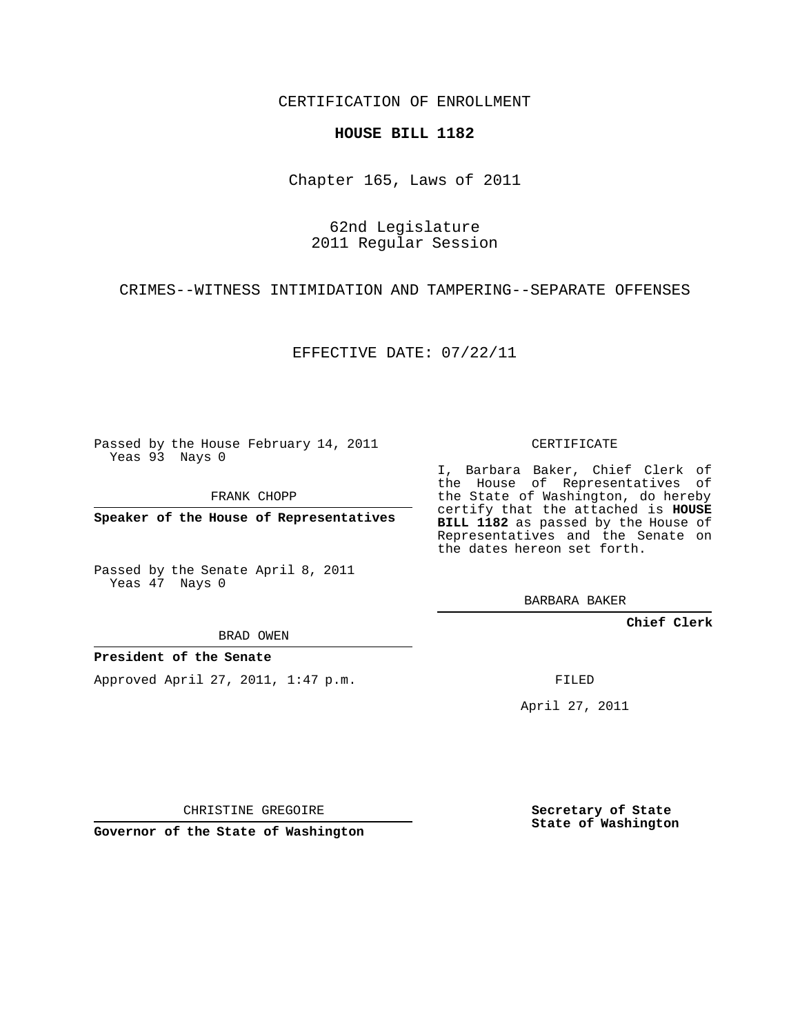CERTIFICATION OF ENROLLMENT

**HOUSE BILL 1182**

Chapter 165, Laws of 2011

62nd Legislature
2011 Regular Session

CRIMES--WITNESS INTIMIDATION AND TAMPERING--SEPARATE OFFENSES

EFFECTIVE DATE: 07/22/11

Passed by the House February 14, 2011
Yeas 93 Nays 0

FRANK CHOPP

**Speaker of the House of Representatives**

Passed by the Senate April 8, 2011
Yeas 47 Nays 0

BRAD OWEN

**President of the Senate**

Approved April 27, 2011, 1:47 p.m.

CHRISTINE GREGOIRE

**Governor of the State of Washington**

CERTIFICATE

I, Barbara Baker, Chief Clerk of the House of Representatives of the State of Washington, do hereby certify that the attached is **HOUSE BILL 1182** as passed by the House of Representatives and the Senate on the dates hereon set forth.

BARBARA BAKER

**Chief Clerk**

FILED

April 27, 2011

**Secretary of State**
**State of Washington**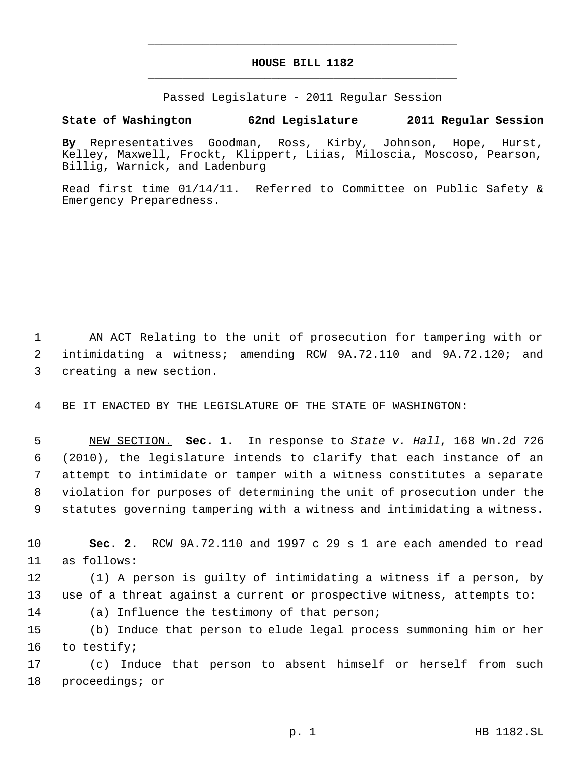# HOUSE BILL 1182

Passed Legislature - 2011 Regular Session

**State of Washington 62nd Legislature 2011 Regular Session**

**By** Representatives Goodman, Ross, Kirby, Johnson, Hope, Hurst, Kelley, Maxwell, Frockt, Klippert, Liias, Miloscia, Moscoso, Pearson, Billig, Warnick, and Ladenburg

Read first time 01/14/11. Referred to Committee on Public Safety & Emergency Preparedness.

AN ACT Relating to the unit of prosecution for tampering with or intimidating a witness; amending RCW 9A.72.110 and 9A.72.120; and creating a new section.

BE IT ENACTED BY THE LEGISLATURE OF THE STATE OF WASHINGTON:

NEW SECTION. **Sec. 1.** In response to *State v. Hall*, 168 Wn.2d 726 (2010), the legislature intends to clarify that each instance of an attempt to intimidate or tamper with a witness constitutes a separate violation for purposes of determining the unit of prosecution under the statutes governing tampering with a witness and intimidating a witness.

**Sec. 2.** RCW 9A.72.110 and 1997 c 29 s 1 are each amended to read as follows:

(1) A person is guilty of intimidating a witness if a person, by use of a threat against a current or prospective witness, attempts to:

(a) Influence the testimony of that person;

(b) Induce that person to elude legal process summoning him or her to testify;

(c) Induce that person to absent himself or herself from such proceedings; or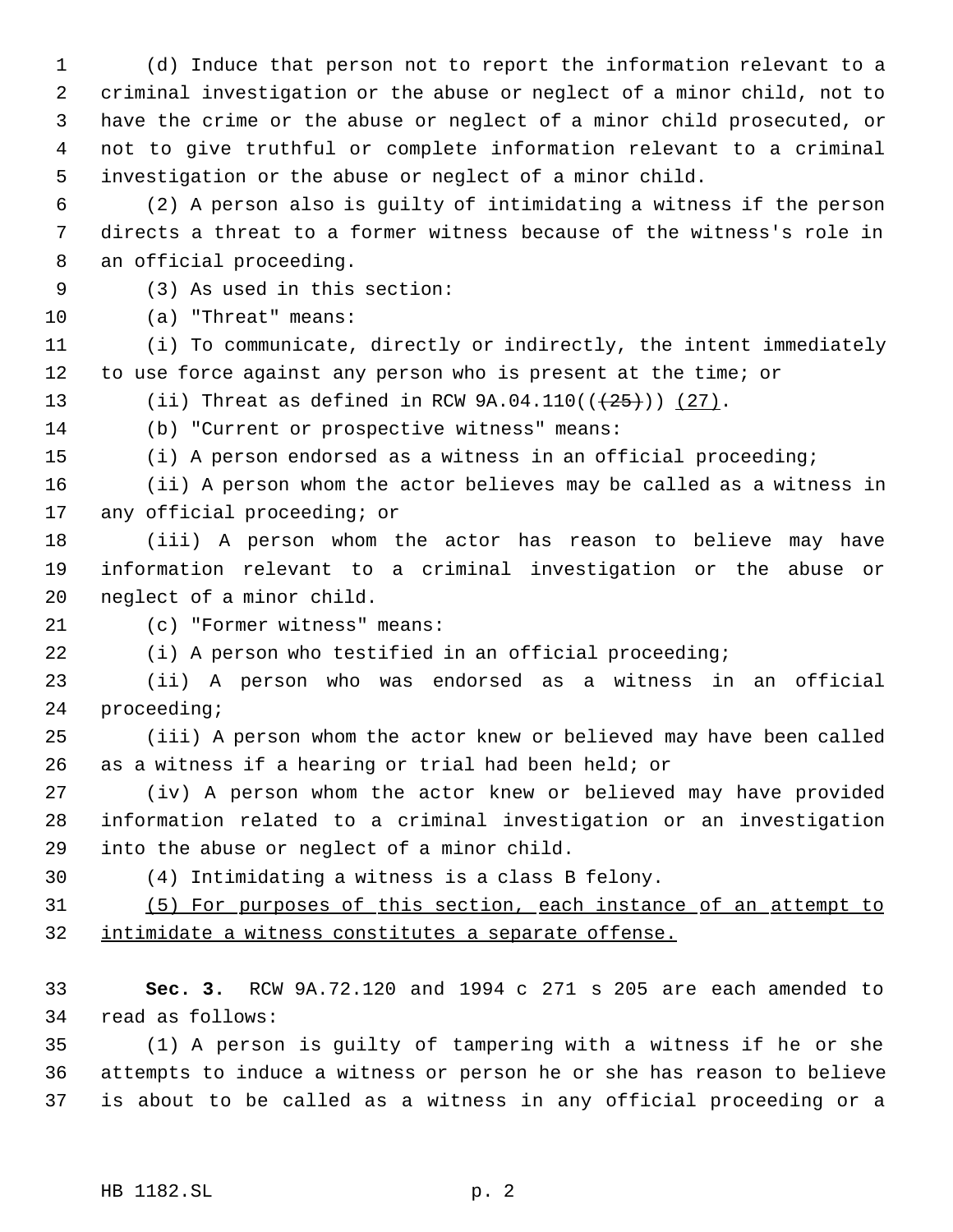(d) Induce that person not to report the information relevant to a criminal investigation or the abuse or neglect of a minor child, not to have the crime or the abuse or neglect of a minor child prosecuted, or not to give truthful or complete information relevant to a criminal investigation or the abuse or neglect of a minor child.

(2) A person also is guilty of intimidating a witness if the person directs a threat to a former witness because of the witness's role in an official proceeding.

(3) As used in this section:

(a) "Threat" means:

(i) To communicate, directly or indirectly, the intent immediately to use force against any person who is present at the time; or

(ii) Threat as defined in RCW 9A.04.110((~~(25)~~)) <u>(27)</u>.

(b) "Current or prospective witness" means:

(i) A person endorsed as a witness in an official proceeding;

(ii) A person whom the actor believes may be called as a witness in any official proceeding; or

(iii) A person whom the actor has reason to believe may have information relevant to a criminal investigation or the abuse or neglect of a minor child.

(c) "Former witness" means:

(i) A person who testified in an official proceeding;

(ii) A person who was endorsed as a witness in an official proceeding;

(iii) A person whom the actor knew or believed may have been called as a witness if a hearing or trial had been held; or

(iv) A person whom the actor knew or believed may have provided information related to a criminal investigation or an investigation into the abuse or neglect of a minor child.

(4) Intimidating a witness is a class B felony.

<u>(5) For purposes of this section, each instance of an attempt to intimidate a witness constitutes a separate offense.</u>

**Sec. 3.** RCW 9A.72.120 and 1994 c 271 s 205 are each amended to read as follows:

(1) A person is guilty of tampering with a witness if he or she attempts to induce a witness or person he or she has reason to believe is about to be called as a witness in any official proceeding or a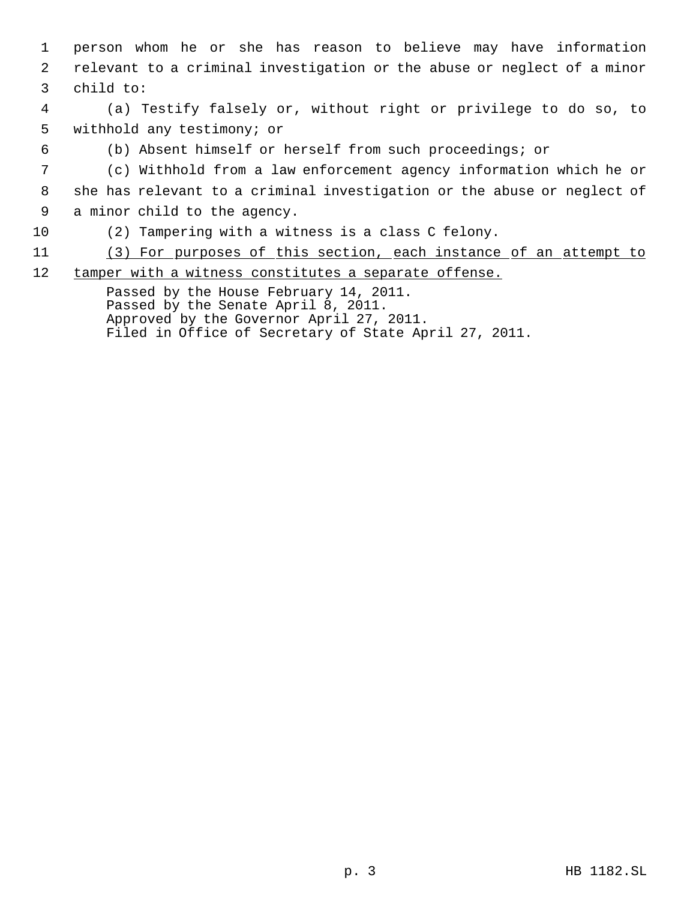person whom he or she has reason to believe may have information relevant to a criminal investigation or the abuse or neglect of a minor child to:

(a) Testify falsely or, without right or privilege to do so, to withhold any testimony; or

(b) Absent himself or herself from such proceedings; or

(c) Withhold from a law enforcement agency information which he or she has relevant to a criminal investigation or the abuse or neglect of a minor child to the agency.

(2) Tampering with a witness is a class C felony.

<u>(3) For purposes of this section, each instance of an attempt to tamper with a witness constitutes a separate offense.</u>

Passed by the House February 14, 2011.
Passed by the Senate April 8, 2011.
Approved by the Governor April 27, 2011.
Filed in Office of Secretary of State April 27, 2011.